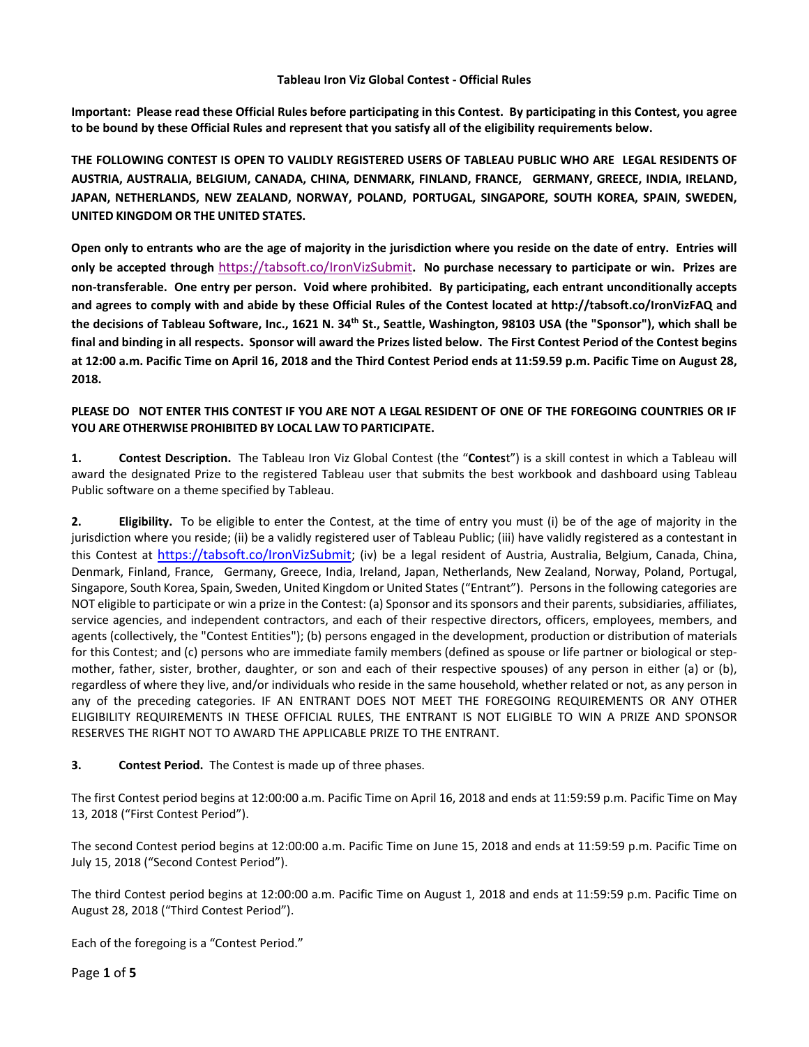**Tableau Iron Viz Global Contest - Official Rules**

**Important: Please read these Official Rules before participating in this Contest. By participating in this Contest, you agree to be bound by these Official Rules and represent that you satisfy all of the eligibility requirements below.**

**THE FOLLOWING CONTEST IS OPEN TO VALIDLY REGISTERED USERS OF TABLEAU PUBLIC WHO ARE LEGAL RESIDENTS OF AUSTRIA, AUSTRALIA, BELGIUM, CANADA, CHINA, DENMARK, FINLAND, FRANCE, GERMANY, GREECE, INDIA, IRELAND, JAPAN, NETHERLANDS, NEW ZEALAND, NORWAY, POLAND, PORTUGAL, SINGAPORE, SOUTH KOREA, SPAIN, SWEDEN, UNITED KINGDOM OR THE UNITED STATES.**

**Open only to entrants who are the age of majority in the jurisdiction where you reside on the date of entry. Entries will only be accepted through** https://tabsoft.co/IronVizSubmit**. No purchase necessary to participate or win. Prizes are non-transferable. One entry per person. Void where prohibited. By participating, each entrant unconditionally accepts and agrees to comply with and abide by these Official Rules of the Contest located at http://tabsoft.co/IronVizFAQ and the decisions of Tableau Software, Inc., 1621 N. 34th St., Seattle, Washington, 98103 USA (the "Sponsor"), which shall be final and binding in all respects. Sponsor will award the Prizes listed below. The First Contest Period of the Contest begins at 12:00 a.m. Pacific Time on April 16, 2018 and the Third Contest Period ends at 11:59.59 p.m. Pacific Time on August 28, 2018.**

**PLEASE DO NOT ENTER THIS CONTEST IF YOU ARE NOT A LEGAL RESIDENT OF ONE OF THE FOREGOING COUNTRIES OR IF YOU ARE OTHERWISE PROHIBITED BY LOCAL LAW TO PARTICIPATE.**

**1. Contest Description.** The Tableau Iron Viz Global Contest (the "**Contes**t") is a skill contest in which a Tableau will award the designated Prize to the registered Tableau user that submits the best workbook and dashboard using Tableau Public software on a theme specified by Tableau.

**2. Eligibility.** To be eligible to enter the Contest, at the time of entry you must (i) be of the age of majority in the jurisdiction where you reside; (ii) be a validly registered user of Tableau Public; (iii) have validly registered as a contestant in this Contest at https://tabsoft.co/IronVizSubmit; (iv) be a legal resident of Austria, Australia, Belgium, Canada, China, Denmark, Finland, France, Germany, Greece, India, Ireland, Japan, Netherlands, New Zealand, Norway, Poland, Portugal, Singapore, South Korea, Spain, Sweden, United Kingdom or United States ("Entrant"). Persons in the following categories are NOT eligible to participate or win a prize in the Contest: (a) Sponsor and its sponsors and their parents, subsidiaries, affiliates, service agencies, and independent contractors, and each of their respective directors, officers, employees, members, and agents (collectively, the "Contest Entities"); (b) persons engaged in the development, production or distribution of materials for this Contest; and (c) persons who are immediate family members (defined as spouse or life partner or biological or step-mother, father, sister, brother, daughter, or son and each of their respective spouses) of any person in either (a) or (b), regardless of where they live, and/or individuals who reside in the same household, whether related or not, as any person in any of the preceding categories. IF AN ENTRANT DOES NOT MEET THE FOREGOING REQUIREMENTS OR ANY OTHER ELIGIBILITY REQUIREMENTS IN THESE OFFICIAL RULES, THE ENTRANT IS NOT ELIGIBLE TO WIN A PRIZE AND SPONSOR RESERVES THE RIGHT NOT TO AWARD THE APPLICABLE PRIZE TO THE ENTRANT.

**3. Contest Period.** The Contest is made up of three phases.

The first Contest period begins at 12:00:00 a.m. Pacific Time on April 16, 2018 and ends at 11:59:59 p.m. Pacific Time on May 13, 2018 ("First Contest Period").

The second Contest period begins at 12:00:00 a.m. Pacific Time on June 15, 2018 and ends at 11:59:59 p.m. Pacific Time on July 15, 2018 ("Second Contest Period").

The third Contest period begins at 12:00:00 a.m. Pacific Time on August 1, 2018 and ends at 11:59:59 p.m. Pacific Time on August 28, 2018 ("Third Contest Period").

Each of the foregoing is a "Contest Period."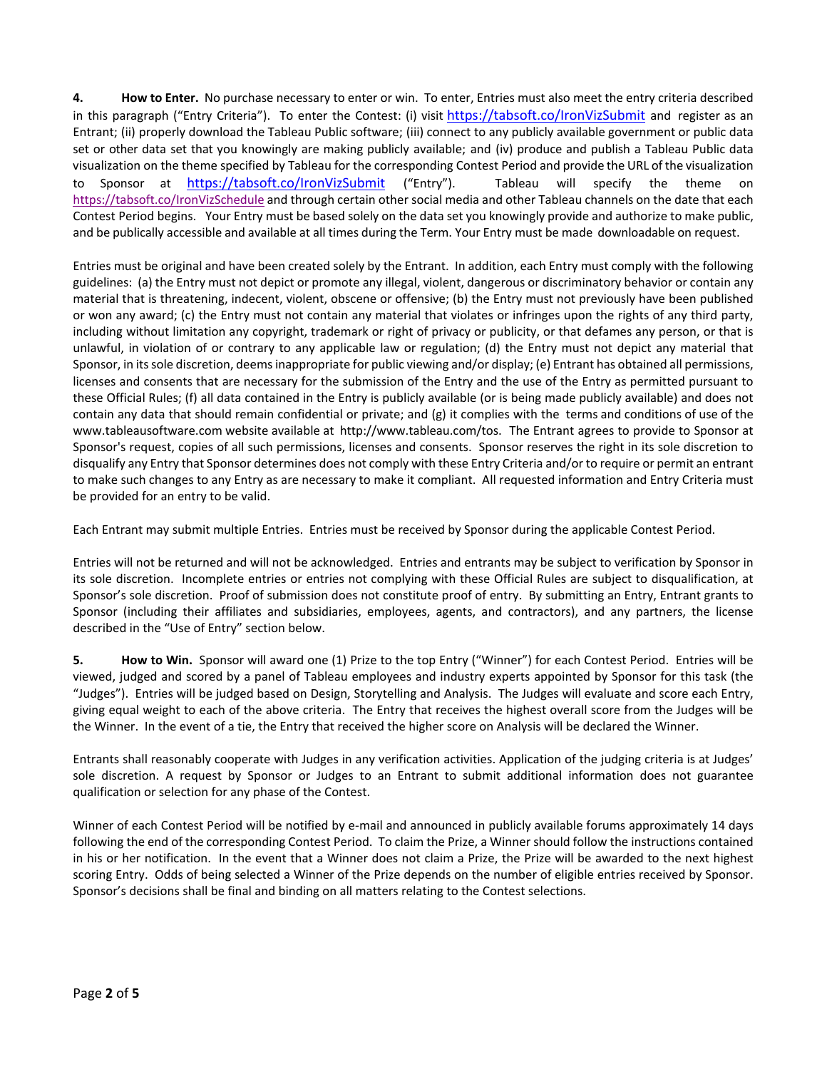**4. How to Enter.** No purchase necessary to enter or win. To enter, Entries must also meet the entry criteria described in this paragraph ("Entry Criteria"). To enter the Contest: (i) visit https://tabsoft.co/IronVizSubmit and register as an Entrant; (ii) properly download the Tableau Public software; (iii) connect to any publicly available government or public data set or other data set that you knowingly are making publicly available; and (iv) produce and publish a Tableau Public data visualization on the theme specified by Tableau for the corresponding Contest Period and provide the URL of the visualization to Sponsor at https://tabsoft.co/IronVizSubmit ("Entry"). Tableau will specify the theme on https://tabsoft.co/IronVizSchedule and through certain other social media and other Tableau channels on the date that each Contest Period begins. Your Entry must be based solely on the data set you knowingly provide and authorize to make public, and be publically accessible and available at all times during the Term. Your Entry must be made downloadable on request.

Entries must be original and have been created solely by the Entrant. In addition, each Entry must comply with the following guidelines: (a) the Entry must not depict or promote any illegal, violent, dangerous or discriminatory behavior or contain any material that is threatening, indecent, violent, obscene or offensive; (b) the Entry must not previously have been published or won any award; (c) the Entry must not contain any material that violates or infringes upon the rights of any third party, including without limitation any copyright, trademark or right of privacy or publicity, or that defames any person, or that is unlawful, in violation of or contrary to any applicable law or regulation; (d) the Entry must not depict any material that Sponsor, in its sole discretion, deems inappropriate for public viewing and/or display; (e) Entrant has obtained all permissions, licenses and consents that are necessary for the submission of the Entry and the use of the Entry as permitted pursuant to these Official Rules; (f) all data contained in the Entry is publicly available (or is being made publicly available) and does not contain any data that should remain confidential or private; and (g) it complies with the terms and conditions of use of the www.tableausoftware.com website available at http://www.tableau.com/tos. The Entrant agrees to provide to Sponsor at Sponsor's request, copies of all such permissions, licenses and consents. Sponsor reserves the right in its sole discretion to disqualify any Entry that Sponsor determines does not comply with these Entry Criteria and/or to require or permit an entrant to make such changes to any Entry as are necessary to make it compliant. All requested information and Entry Criteria must be provided for an entry to be valid.

Each Entrant may submit multiple Entries. Entries must be received by Sponsor during the applicable Contest Period.

Entries will not be returned and will not be acknowledged. Entries and entrants may be subject to verification by Sponsor in its sole discretion. Incomplete entries or entries not complying with these Official Rules are subject to disqualification, at Sponsor's sole discretion. Proof of submission does not constitute proof of entry. By submitting an Entry, Entrant grants to Sponsor (including their affiliates and subsidiaries, employees, agents, and contractors), and any partners, the license described in the "Use of Entry" section below.

**5. How to Win.** Sponsor will award one (1) Prize to the top Entry ("Winner") for each Contest Period. Entries will be viewed, judged and scored by a panel of Tableau employees and industry experts appointed by Sponsor for this task (the "Judges"). Entries will be judged based on Design, Storytelling and Analysis. The Judges will evaluate and score each Entry, giving equal weight to each of the above criteria. The Entry that receives the highest overall score from the Judges will be the Winner. In the event of a tie, the Entry that received the higher score on Analysis will be declared the Winner.

Entrants shall reasonably cooperate with Judges in any verification activities. Application of the judging criteria is at Judges' sole discretion. A request by Sponsor or Judges to an Entrant to submit additional information does not guarantee qualification or selection for any phase of the Contest.

Winner of each Contest Period will be notified by e-mail and announced in publicly available forums approximately 14 days following the end of the corresponding Contest Period. To claim the Prize, a Winner should follow the instructions contained in his or her notification. In the event that a Winner does not claim a Prize, the Prize will be awarded to the next highest scoring Entry. Odds of being selected a Winner of the Prize depends on the number of eligible entries received by Sponsor. Sponsor's decisions shall be final and binding on all matters relating to the Contest selections.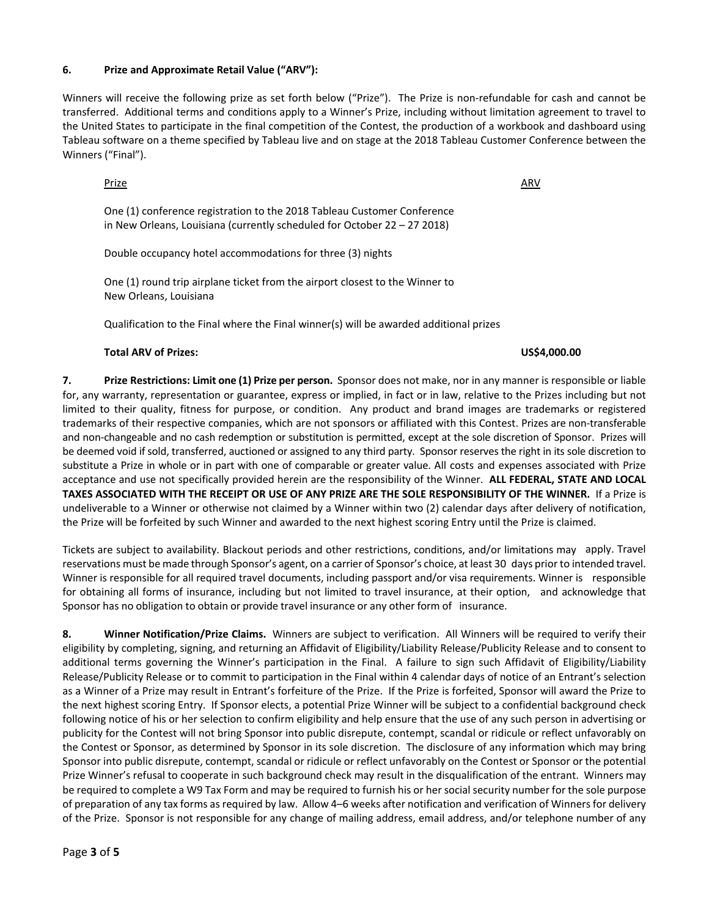**6. Prize and Approximate Retail Value ("ARV"):**

Winners will receive the following prize as set forth below ("Prize"). The Prize is non-refundable for cash and cannot be transferred. Additional terms and conditions apply to a Winner's Prize, including without limitation agreement to travel to the United States to participate in the final competition of the Contest, the production of a workbook and dashboard using Tableau software on a theme specified by Tableau live and on stage at the 2018 Tableau Customer Conference between the Winners ("Final").

| Prize | ARV |
|---|---|
| One (1) conference registration to the 2018 Tableau Customer Conference in New Orleans, Louisiana (currently scheduled for October 22 – 27 2018) | |
| Double occupancy hotel accommodations for three (3) nights | |
| One (1) round trip airplane ticket from the airport closest to the Winner to New Orleans, Louisiana | |
| Qualification to the Final where the Final winner(s) will be awarded additional prizes | |
| **Total ARV of Prizes:** | **US$4,000.00** |

**7. Prize Restrictions: Limit one (1) Prize per person.** Sponsor does not make, nor in any manner is responsible or liable for, any warranty, representation or guarantee, express or implied, in fact or in law, relative to the Prizes including but not limited to their quality, fitness for purpose, or condition. Any product and brand images are trademarks or registered trademarks of their respective companies, which are not sponsors or affiliated with this Contest. Prizes are non-transferable and non-changeable and no cash redemption or substitution is permitted, except at the sole discretion of Sponsor. Prizes will be deemed void if sold, transferred, auctioned or assigned to any third party. Sponsor reserves the right in its sole discretion to substitute a Prize in whole or in part with one of comparable or greater value. All costs and expenses associated with Prize acceptance and use not specifically provided herein are the responsibility of the Winner. **ALL FEDERAL, STATE AND LOCAL TAXES ASSOCIATED WITH THE RECEIPT OR USE OF ANY PRIZE ARE THE SOLE RESPONSIBILITY OF THE WINNER.** If a Prize is undeliverable to a Winner or otherwise not claimed by a Winner within two (2) calendar days after delivery of notification, the Prize will be forfeited by such Winner and awarded to the next highest scoring Entry until the Prize is claimed.

Tickets are subject to availability. Blackout periods and other restrictions, conditions, and/or limitations may apply. Travel reservations must be made through Sponsor's agent, on a carrier of Sponsor's choice, at least 30 days prior to intended travel. Winner is responsible for all required travel documents, including passport and/or visa requirements. Winner is responsible for obtaining all forms of insurance, including but not limited to travel insurance, at their option, and acknowledge that Sponsor has no obligation to obtain or provide travel insurance or any other form of insurance.

**8. Winner Notification/Prize Claims.** Winners are subject to verification. All Winners will be required to verify their eligibility by completing, signing, and returning an Affidavit of Eligibility/Liability Release/Publicity Release and to consent to additional terms governing the Winner's participation in the Final. A failure to sign such Affidavit of Eligibility/Liability Release/Publicity Release or to commit to participation in the Final within 4 calendar days of notice of an Entrant's selection as a Winner of a Prize may result in Entrant's forfeiture of the Prize. If the Prize is forfeited, Sponsor will award the Prize to the next highest scoring Entry. If Sponsor elects, a potential Prize Winner will be subject to a confidential background check following notice of his or her selection to confirm eligibility and help ensure that the use of any such person in advertising or publicity for the Contest will not bring Sponsor into public disrepute, contempt, scandal or ridicule or reflect unfavorably on the Contest or Sponsor, as determined by Sponsor in its sole discretion. The disclosure of any information which may bring Sponsor into public disrepute, contempt, scandal or ridicule or reflect unfavorably on the Contest or Sponsor or the potential Prize Winner's refusal to cooperate in such background check may result in the disqualification of the entrant. Winners may be required to complete a W9 Tax Form and may be required to furnish his or her social security number for the sole purpose of preparation of any tax forms as required by law. Allow 4–6 weeks after notification and verification of Winners for delivery of the Prize. Sponsor is not responsible for any change of mailing address, email address, and/or telephone number of any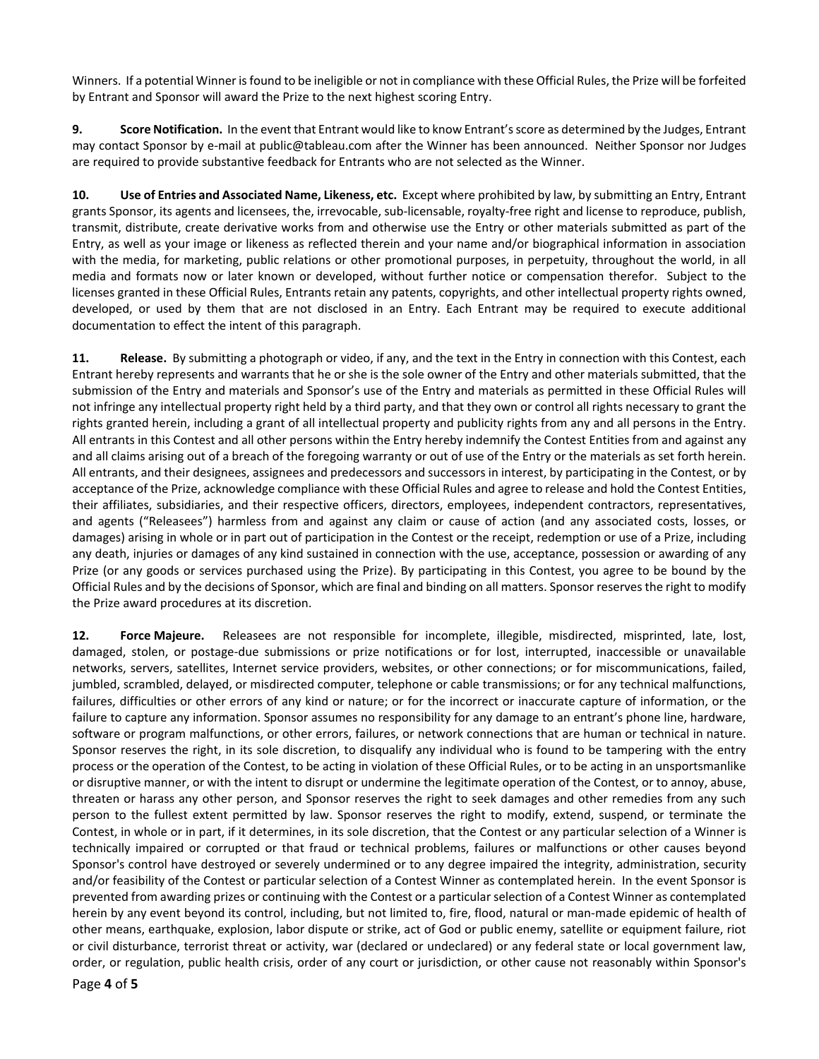Winners. If a potential Winner is found to be ineligible or not in compliance with these Official Rules, the Prize will be forfeited by Entrant and Sponsor will award the Prize to the next highest scoring Entry.

**9. Score Notification.** In the event that Entrant would like to know Entrant's score as determined by the Judges, Entrant may contact Sponsor by e-mail at public@tableau.com after the Winner has been announced. Neither Sponsor nor Judges are required to provide substantive feedback for Entrants who are not selected as the Winner.

**10. Use of Entries and Associated Name, Likeness, etc.** Except where prohibited by law, by submitting an Entry, Entrant grants Sponsor, its agents and licensees, the, irrevocable, sub-licensable, royalty-free right and license to reproduce, publish, transmit, distribute, create derivative works from and otherwise use the Entry or other materials submitted as part of the Entry, as well as your image or likeness as reflected therein and your name and/or biographical information in association with the media, for marketing, public relations or other promotional purposes, in perpetuity, throughout the world, in all media and formats now or later known or developed, without further notice or compensation therefor. Subject to the licenses granted in these Official Rules, Entrants retain any patents, copyrights, and other intellectual property rights owned, developed, or used by them that are not disclosed in an Entry. Each Entrant may be required to execute additional documentation to effect the intent of this paragraph.

**11. Release.** By submitting a photograph or video, if any, and the text in the Entry in connection with this Contest, each Entrant hereby represents and warrants that he or she is the sole owner of the Entry and other materials submitted, that the submission of the Entry and materials and Sponsor's use of the Entry and materials as permitted in these Official Rules will not infringe any intellectual property right held by a third party, and that they own or control all rights necessary to grant the rights granted herein, including a grant of all intellectual property and publicity rights from any and all persons in the Entry. All entrants in this Contest and all other persons within the Entry hereby indemnify the Contest Entities from and against any and all claims arising out of a breach of the foregoing warranty or out of use of the Entry or the materials as set forth herein. All entrants, and their designees, assignees and predecessors and successors in interest, by participating in the Contest, or by acceptance of the Prize, acknowledge compliance with these Official Rules and agree to release and hold the Contest Entities, their affiliates, subsidiaries, and their respective officers, directors, employees, independent contractors, representatives, and agents ("Releasees") harmless from and against any claim or cause of action (and any associated costs, losses, or damages) arising in whole or in part out of participation in the Contest or the receipt, redemption or use of a Prize, including any death, injuries or damages of any kind sustained in connection with the use, acceptance, possession or awarding of any Prize (or any goods or services purchased using the Prize). By participating in this Contest, you agree to be bound by the Official Rules and by the decisions of Sponsor, which are final and binding on all matters. Sponsor reserves the right to modify the Prize award procedures at its discretion.

**12. Force Majeure.** Releasees are not responsible for incomplete, illegible, misdirected, misprinted, late, lost, damaged, stolen, or postage-due submissions or prize notifications or for lost, interrupted, inaccessible or unavailable networks, servers, satellites, Internet service providers, websites, or other connections; or for miscommunications, failed, jumbled, scrambled, delayed, or misdirected computer, telephone or cable transmissions; or for any technical malfunctions, failures, difficulties or other errors of any kind or nature; or for the incorrect or inaccurate capture of information, or the failure to capture any information. Sponsor assumes no responsibility for any damage to an entrant's phone line, hardware, software or program malfunctions, or other errors, failures, or network connections that are human or technical in nature. Sponsor reserves the right, in its sole discretion, to disqualify any individual who is found to be tampering with the entry process or the operation of the Contest, to be acting in violation of these Official Rules, or to be acting in an unsportsmanlike or disruptive manner, or with the intent to disrupt or undermine the legitimate operation of the Contest, or to annoy, abuse, threaten or harass any other person, and Sponsor reserves the right to seek damages and other remedies from any such person to the fullest extent permitted by law. Sponsor reserves the right to modify, extend, suspend, or terminate the Contest, in whole or in part, if it determines, in its sole discretion, that the Contest or any particular selection of a Winner is technically impaired or corrupted or that fraud or technical problems, failures or malfunctions or other causes beyond Sponsor's control have destroyed or severely undermined or to any degree impaired the integrity, administration, security and/or feasibility of the Contest or particular selection of a Contest Winner as contemplated herein. In the event Sponsor is prevented from awarding prizes or continuing with the Contest or a particular selection of a Contest Winner as contemplated herein by any event beyond its control, including, but not limited to, fire, flood, natural or man-made epidemic of health of other means, earthquake, explosion, labor dispute or strike, act of God or public enemy, satellite or equipment failure, riot or civil disturbance, terrorist threat or activity, war (declared or undeclared) or any federal state or local government law, order, or regulation, public health crisis, order of any court or jurisdiction, or other cause not reasonably within Sponsor's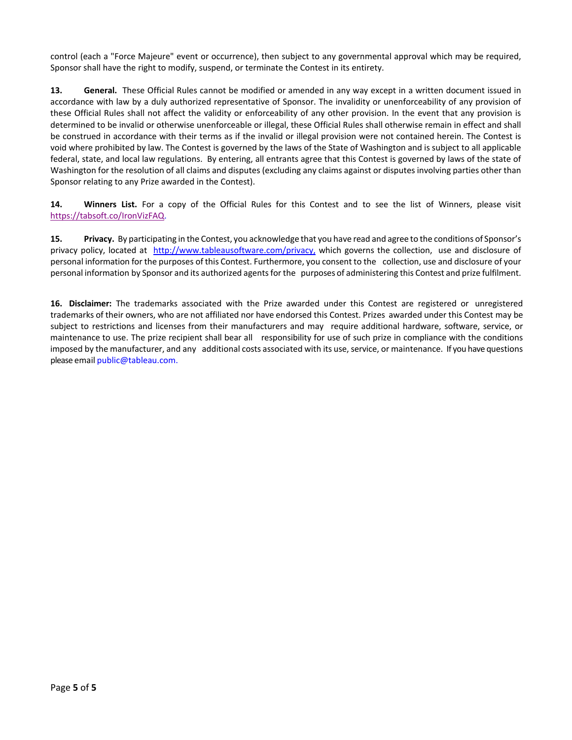control (each a "Force Majeure" event or occurrence), then subject to any governmental approval which may be required, Sponsor shall have the right to modify, suspend, or terminate the Contest in its entirety.

**13. General.** These Official Rules cannot be modified or amended in any way except in a written document issued in accordance with law by a duly authorized representative of Sponsor. The invalidity or unenforceability of any provision of these Official Rules shall not affect the validity or enforceability of any other provision. In the event that any provision is determined to be invalid or otherwise unenforceable or illegal, these Official Rules shall otherwise remain in effect and shall be construed in accordance with their terms as if the invalid or illegal provision were not contained herein. The Contest is void where prohibited by law. The Contest is governed by the laws of the State of Washington and is subject to all applicable federal, state, and local law regulations. By entering, all entrants agree that this Contest is governed by laws of the state of Washington for the resolution of all claims and disputes (excluding any claims against or disputes involving parties other than Sponsor relating to any Prize awarded in the Contest).

**14. Winners List.** For a copy of the Official Rules for this Contest and to see the list of Winners, please visit https://tabsoft.co/IronVizFAQ.

**15. Privacy.** By participating in the Contest, you acknowledge that you have read and agree to the conditions of Sponsor's privacy policy, located at http://www.tableausoftware.com/privacy, which governs the collection, use and disclosure of personal information for the purposes of this Contest. Furthermore, you consent to the collection, use and disclosure of your personal information by Sponsor and its authorized agents for the purposes of administering this Contest and prize fulfilment.

**16. Disclaimer:** The trademarks associated with the Prize awarded under this Contest are registered or unregistered trademarks of their owners, who are not affiliated nor have endorsed this Contest. Prizes awarded under this Contest may be subject to restrictions and licenses from their manufacturers and may require additional hardware, software, service, or maintenance to use. The prize recipient shall bear all responsibility for use of such prize in compliance with the conditions imposed by the manufacturer, and any additional costs associated with its use, service, or maintenance. If you have questions please email public@tableau.com.